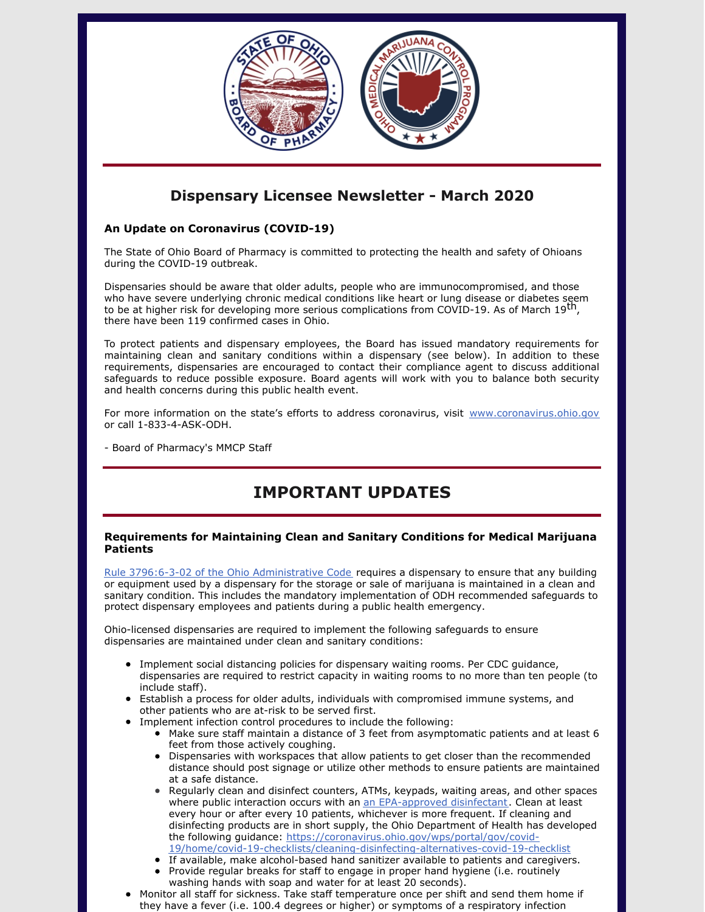# Dispensary Licensee Newsletter - March 2020

### An Update on Coronavirus (COVID-19)

The State of Ohio Board of Pharmacy is committed to protecting the health and safety of Ohioans during the COVID-19 outbreak.

Dispensaries should be aware that older adults, people who are immunocompromised, and those who have severe underlying chronic medical conditions like heart or lung disease or diabetes seem to be at higher risk for developing more serious complications from COVID-19. As of March 19th, there have been 119 confirmed cases in Ohio.

To protect patients and dispensary employees, the Board has issued mandatory requirements for maintaining clean and sanitary conditions within a dispensary (see below). In addition to these requirements, dispensaries are encouraged to contact their compliance agent to discuss additional safeguards to reduce possible exposure. Board agents will work with you to balance both security and health concerns during this public health event.

For more information on the state's efforts to address coronavirus, visit [www.coronavirus.ohio.gov](www.coronavirus.ohio.gov) or call 1-833-4-ASK-ODH.

\- Board of Pharmacy's MMCP Staff

## IMPORTANT UPDATES

### Requirements for Maintaining Clean and Sanitary Conditions for Medical Marijuana Patients

Rule 3796:6-3-02 of the Ohio Administrative Code requires a dispensary to ensure that any building or equipment used by a dispensary for the storage or sale of marijuana is maintained in a clean and sanitary condition. This includes the mandatory implementation of ODH recommended safeguards to protect dispensary employees and patients during a public health emergency.

Ohio-licensed dispensaries are required to implement the following safeguards to ensure dispensaries are maintained under clean and sanitary conditions:

- Implement social distancing policies for dispensary waiting rooms. Per CDC guidance, dispensaries are required to restrict capacity in waiting rooms to no more than ten people (to include staff).
- Establish a process for older adults, individuals with compromised immune systems, and other patients who are at-risk to be served first.
- Implement infection control procedures to include the following:
  - Make sure staff maintain a distance of 3 feet from asymptomatic patients and at least 6 feet from those actively coughing.
  - Dispensaries with workspaces that allow patients to get closer than the recommended distance should post signage or utilize other methods to ensure patients are maintained at a safe distance.
  - Regularly clean and disinfect counters, ATMs, keypads, waiting areas, and other spaces where public interaction occurs with an EPA-approved disinfectant. Clean at least every hour or after every 10 patients, whichever is more frequent. If cleaning and disinfecting products are in short supply, the Ohio Department of Health has developed the following guidance: https://coronavirus.ohio.gov/wps/portal/gov/covid-19/home/covid-19-checklists/cleaning-disinfecting-alternatives-covid-19-checklist
  - If available, make alcohol-based hand sanitizer available to patients and caregivers.
  - Provide regular breaks for staff to engage in proper hand hygiene (i.e. routinely washing hands with soap and water for at least 20 seconds).
- Monitor all staff for sickness. Take staff temperature once per shift and send them home if they have a fever (i.e. 100.4 degrees or higher) or symptoms of a respiratory infection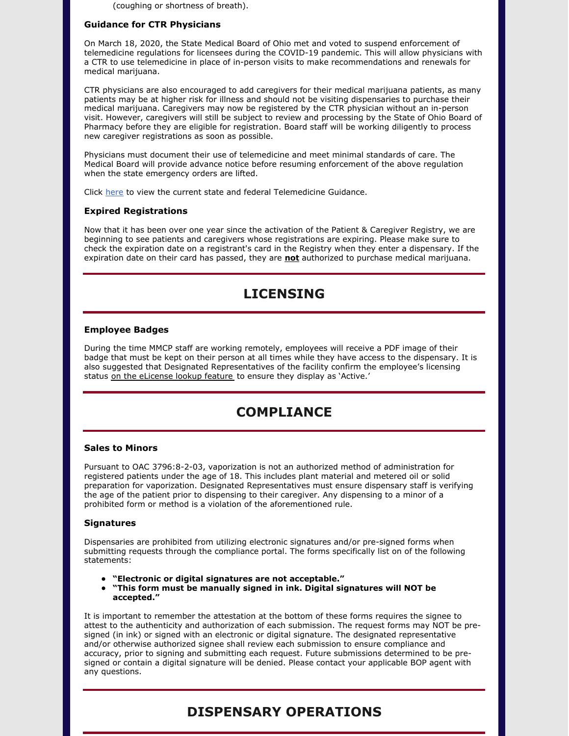(coughing or shortness of breath).

### Guidance for CTR Physicians

On March 18, 2020, the State Medical Board of Ohio met and voted to suspend enforcement of telemedicine regulations for licensees during the COVID-19 pandemic. This will allow physicians with a CTR to use telemedicine in place of in-person visits to make recommendations and renewals for medical marijuana.

CTR physicians are also encouraged to add caregivers for their medical marijuana patients, as many patients may be at higher risk for illness and should not be visiting dispensaries to purchase their medical marijuana. Caregivers may now be registered by the CTR physician without an in-person visit. However, caregivers will still be subject to review and processing by the State of Ohio Board of Pharmacy before they are eligible for registration. Board staff will be working diligently to process new caregiver registrations as soon as possible.

Physicians must document their use of telemedicine and meet minimal standards of care. The Medical Board will provide advance notice before resuming enforcement of the above regulation when the state emergency orders are lifted.

Click here to view the current state and federal Telemedicine Guidance.

### Expired Registrations

Now that it has been over one year since the activation of the Patient & Caregiver Registry, we are beginning to see patients and caregivers whose registrations are expiring. Please make sure to check the expiration date on a registrant's card in the Registry when they enter a dispensary. If the expiration date on their card has passed, they are **not** authorized to purchase medical marijuana.

## LICENSING

### Employee Badges

During the time MMCP staff are working remotely, employees will receive a PDF image of their badge that must be kept on their person at all times while they have access to the dispensary. It is also suggested that Designated Representatives of the facility confirm the employee's licensing status on the eLicense lookup feature to ensure they display as 'Active.'

## COMPLIANCE

### Sales to Minors

Pursuant to OAC 3796:8-2-03, vaporization is not an authorized method of administration for registered patients under the age of 18. This includes plant material and metered oil or solid preparation for vaporization. Designated Representatives must ensure dispensary staff is verifying the age of the patient prior to dispensing to their caregiver. Any dispensing to a minor of a prohibited form or method is a violation of the aforementioned rule.

### Signatures

Dispensaries are prohibited from utilizing electronic signatures and/or pre-signed forms when submitting requests through the compliance portal. The forms specifically list on of the following statements:

- **"Electronic or digital signatures are not acceptable."**
- **"This form must be manually signed in ink. Digital signatures will NOT be accepted."**

It is important to remember the attestation at the bottom of these forms requires the signee to attest to the authenticity and authorization of each submission. The request forms may NOT be pre-signed (in ink) or signed with an electronic or digital signature. The designated representative and/or otherwise authorized signee shall review each submission to ensure compliance and accuracy, prior to signing and submitting each request. Future submissions determined to be pre-signed or contain a digital signature will be denied. Please contact your applicable BOP agent with any questions.

## DISPENSARY OPERATIONS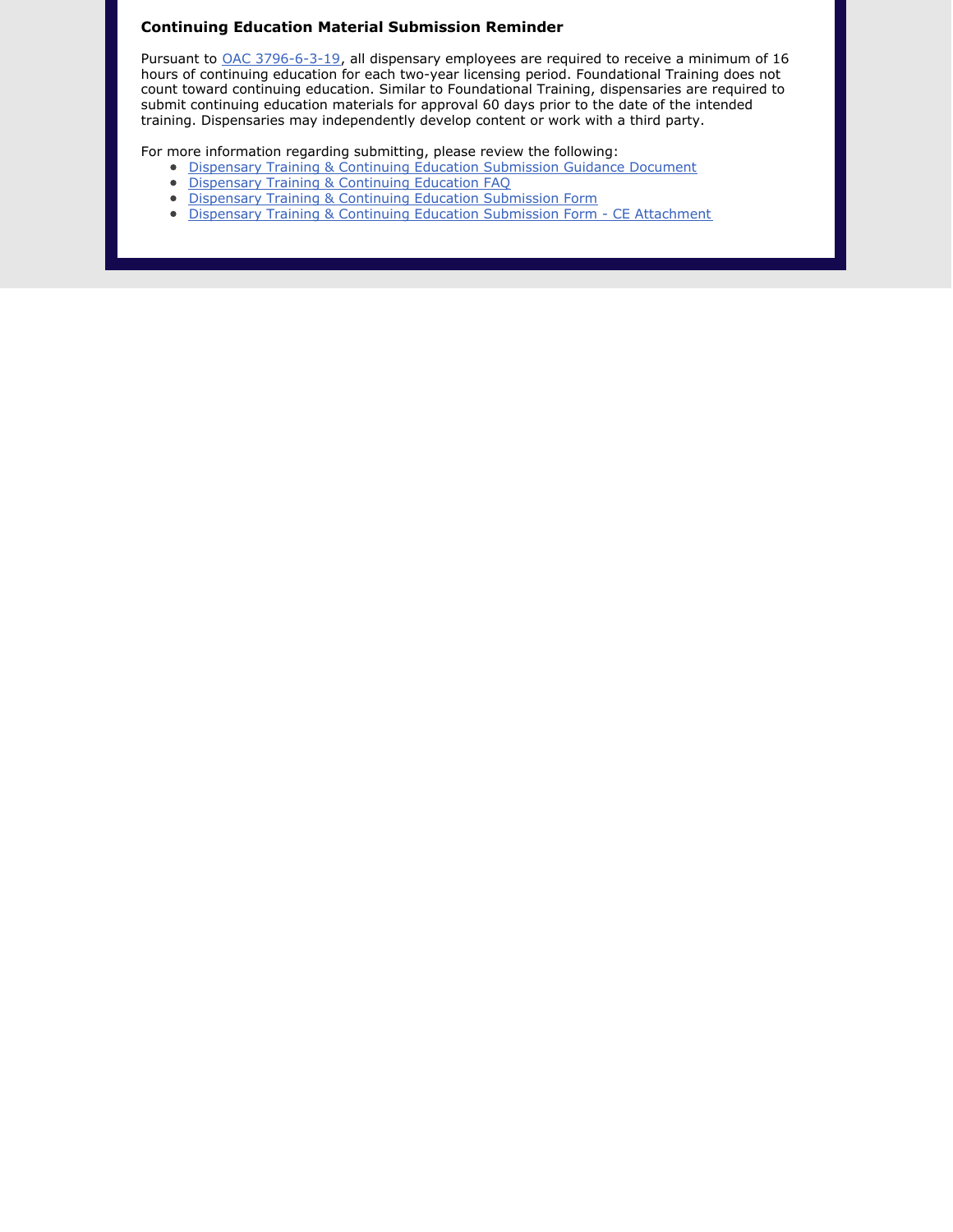**Continuing Education Material Submission Reminder**

Pursuant to OAC 3796-6-3-19, all dispensary employees are required to receive a minimum of 16 hours of continuing education for each two-year licensing period. Foundational Training does not count toward continuing education. Similar to Foundational Training, dispensaries are required to submit continuing education materials for approval 60 days prior to the date of the intended training. Dispensaries may independently develop content or work with a third party.

For more information regarding submitting, please review the following:

- Dispensary Training & Continuing Education Submission Guidance Document
- Dispensary Training & Continuing Education FAQ
- Dispensary Training & Continuing Education Submission Form
- Dispensary Training & Continuing Education Submission Form - CE Attachment